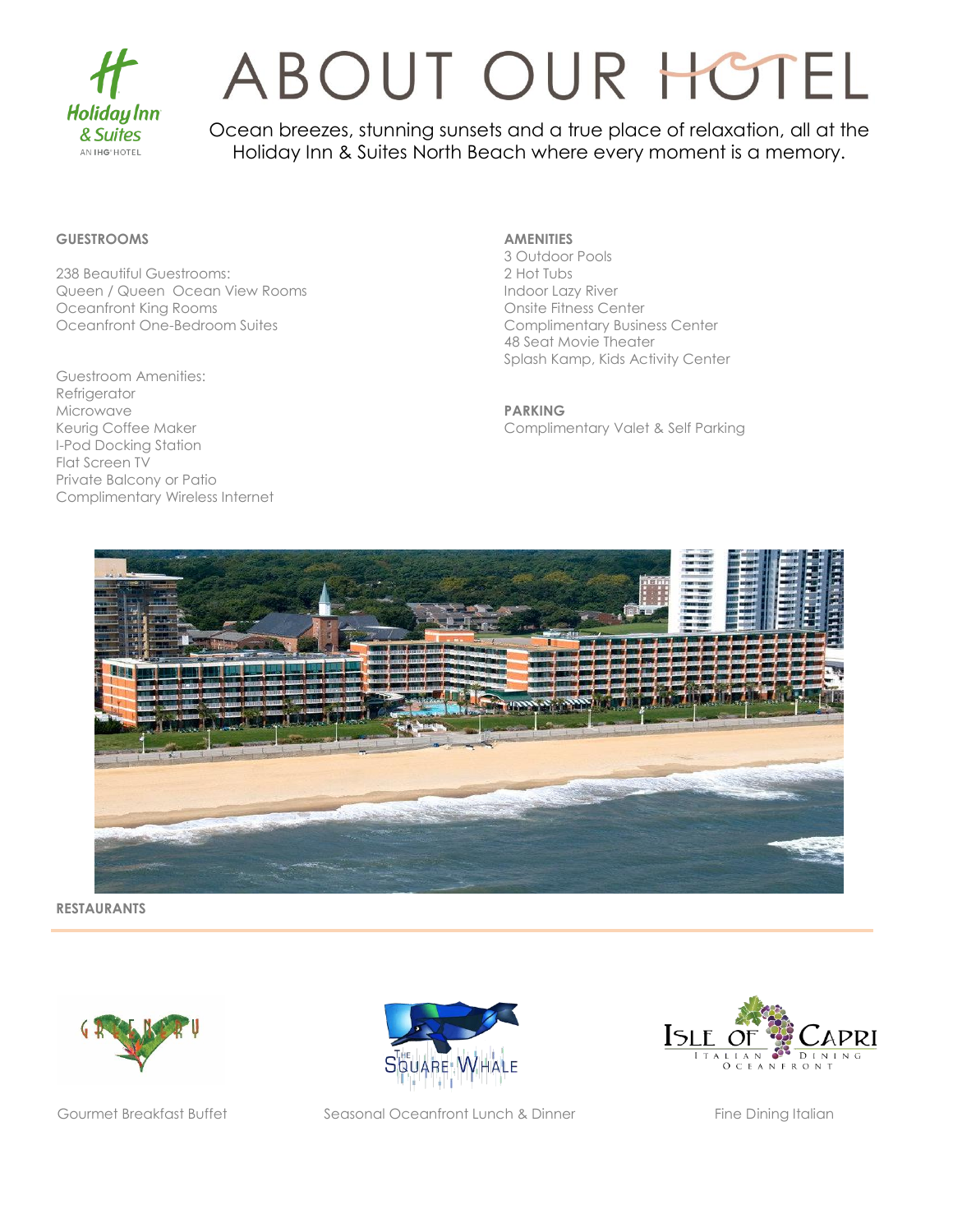# ABOUT OUR HOTEL

Ocean breezes, stunning sunsets and a true place of relaxation, all at the Holiday Inn & Suites North Beach where every moment is a memory.

**GUESTROOMS**

238 Beautiful Guestrooms:
Queen / Queen Ocean View Rooms
Oceanfront King Rooms
Oceanfront One-Bedroom Suites

Guestroom Amenities:
Refrigerator
Microwave
Keurig Coffee Maker
I-Pod Docking Station
Flat Screen TV
Private Balcony or Patio
Complimentary Wireless Internet

**AMENITIES**
3 Outdoor Pools
2 Hot Tubs
Indoor Lazy River
Onsite Fitness Center
Complimentary Business Center
48 Seat Movie Theater
Splash Kamp, Kids Activity Center

**PARKING**
Complimentary Valet & Self Parking

**RESTAURANTS**

Greenery — Gourmet Breakfast Buffet

The Square Whale — Seasonal Oceanfront Lunch & Dinner

Isle of Capri Italian Dining Oceanfront — Fine Dining Italian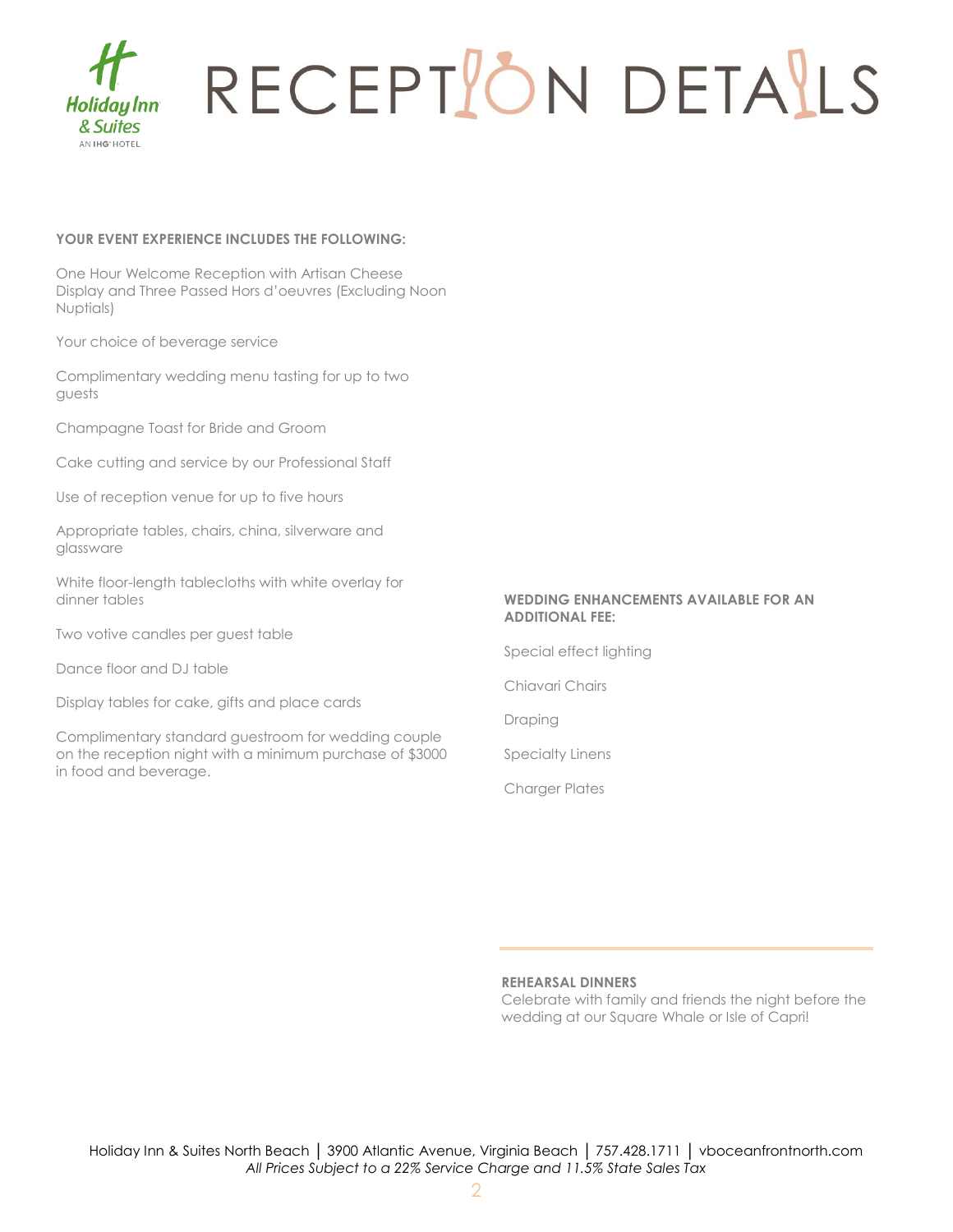# RECEPTION DETAILS

**YOUR EVENT EXPERIENCE INCLUDES THE FOLLOWING:**

One Hour Welcome Reception with Artisan Cheese Display and Three Passed Hors d'oeuvres (Excluding Noon Nuptials)

Your choice of beverage service

Complimentary wedding menu tasting for up to two guests

Champagne Toast for Bride and Groom

Cake cutting and service by our Professional Staff

Use of reception venue for up to five hours

Appropriate tables, chairs, china, silverware and glassware

White floor-length tablecloths with white overlay for dinner tables

Two votive candles per guest table

Dance floor and DJ table

Display tables for cake, gifts and place cards

Complimentary standard guestroom for wedding couple on the reception night with a minimum purchase of $3000 in food and beverage.

**WEDDING ENHANCEMENTS AVAILABLE FOR AN ADDITIONAL FEE:**

Special effect lighting

Chiavari Chairs

Draping

Specialty Linens

Charger Plates

**REHEARSAL DINNERS**
Celebrate with family and friends the night before the wedding at our Square Whale or Isle of Capri!

Holiday Inn & Suites North Beach │ 3900 Atlantic Avenue, Virginia Beach │ 757.428.1711 │ vboceanfrontnorth.com
*All Prices Subject to a 22% Service Charge and 11.5% State Sales Tax*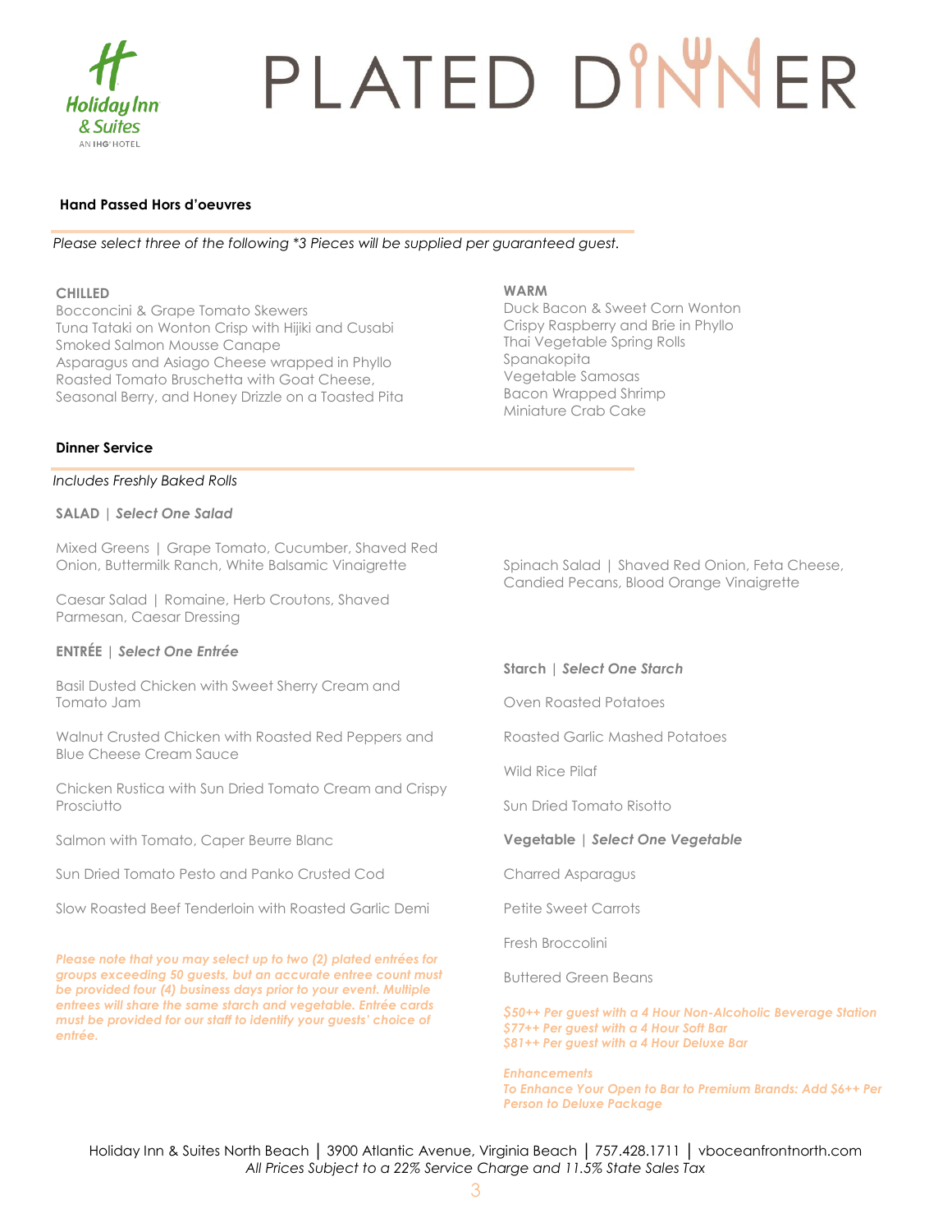# PLATED DINNER

### Hand Passed Hors d'oeuvres

*Please select three of the following *3 Pieces will be supplied per guaranteed guest.*

**CHILLED**

Bocconcini & Grape Tomato Skewers
Tuna Tataki on Wonton Crisp with Hijiki and Cusabi
Smoked Salmon Mousse Canape
Asparagus and Asiago Cheese wrapped in Phyllo
Roasted Tomato Bruschetta with Goat Cheese,
Seasonal Berry, and Honey Drizzle on a Toasted Pita

**WARM**

Duck Bacon & Sweet Corn Wonton
Crispy Raspberry and Brie in Phyllo
Thai Vegetable Spring Rolls
Spanakopita
Vegetable Samosas
Bacon Wrapped Shrimp
Miniature Crab Cake

### Dinner Service

*Includes Freshly Baked Rolls*

**SALAD** | ***Select One Salad***

Mixed Greens | Grape Tomato, Cucumber, Shaved Red Onion, Buttermilk Ranch, White Balsamic Vinaigrette

Caesar Salad | Romaine, Herb Croutons, Shaved Parmesan, Caesar Dressing

Spinach Salad | Shaved Red Onion, Feta Cheese, Candied Pecans, Blood Orange Vinaigrette

**ENTRÉE** | ***Select One Entrée***

Basil Dusted Chicken with Sweet Sherry Cream and Tomato Jam

Walnut Crusted Chicken with Roasted Red Peppers and Blue Cheese Cream Sauce

Chicken Rustica with Sun Dried Tomato Cream and Crispy Prosciutto

Salmon with Tomato, Caper Beurre Blanc

Sun Dried Tomato Pesto and Panko Crusted Cod

Slow Roasted Beef Tenderloin with Roasted Garlic Demi

***Please note that you may select up to two (2) plated entrées for groups exceeding 50 guests, but an accurate entree count must be provided four (4) business days prior to your event. Multiple entrees will share the same starch and vegetable. Entrée cards must be provided for our staff to identify your guests' choice of entrée.***

**Starch** | ***Select One Starch***

Oven Roasted Potatoes

Roasted Garlic Mashed Potatoes

Wild Rice Pilaf

Sun Dried Tomato Risotto

**Vegetable** | ***Select One Vegetable***

Charred Asparagus

Petite Sweet Carrots

Fresh Broccolini

Buttered Green Beans

***$50++ Per guest with a 4 Hour Non-Alcoholic Beverage Station***
***$77++ Per guest with a 4 Hour Soft Bar***
***$81++ Per guest with a 4 Hour Deluxe Bar***

***Enhancements***
***To Enhance Your Open to Bar to Premium Brands: Add $6++ Per Person to Deluxe Package***

Holiday Inn & Suites North Beach | 3900 Atlantic Avenue, Virginia Beach | 757.428.1711 | vboceanfrontnorth.com
*All Prices Subject to a 22% Service Charge and 11.5% State Sales Tax*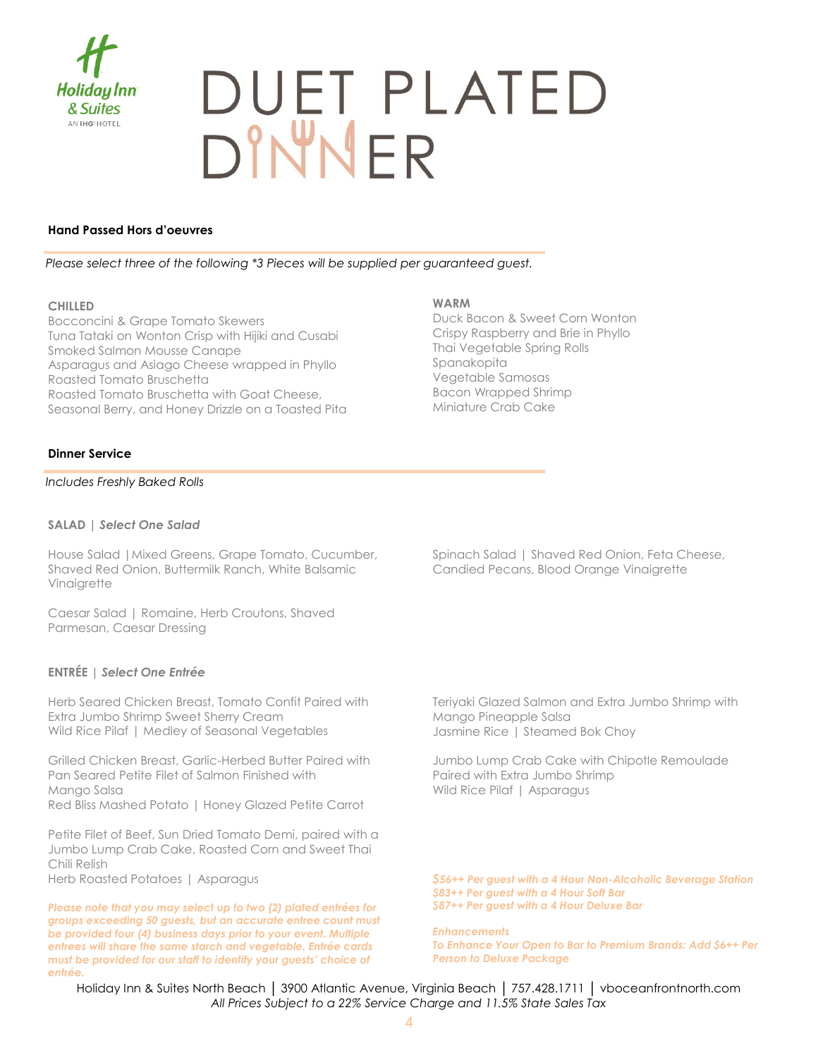# DUET PLATED DINNER

**Hand Passed Hors d'oeuvres**

*Please select three of the following *3 Pieces will be supplied per guaranteed guest.*

**CHILLED**

Bocconcini & Grape Tomato Skewers
Tuna Tataki on Wonton Crisp with Hijiki and Cusabi
Smoked Salmon Mousse Canape
Asparagus and Asiago Cheese wrapped in Phyllo
Roasted Tomato Bruschetta
Roasted Tomato Bruschetta with Goat Cheese, Seasonal Berry, and Honey Drizzle on a Toasted Pita

**WARM**

Duck Bacon & Sweet Corn Wonton
Crispy Raspberry and Brie in Phyllo
Thai Vegetable Spring Rolls
Spanakopita
Vegetable Samosas
Bacon Wrapped Shrimp
Miniature Crab Cake

**Dinner Service**

*Includes Freshly Baked Rolls*

**SALAD** | ***Select One Salad***

House Salad | Mixed Greens, Grape Tomato, Cucumber, Shaved Red Onion, Buttermilk Ranch, White Balsamic Vinaigrette

Caesar Salad | Romaine, Herb Croutons, Shaved Parmesan, Caesar Dressing

Spinach Salad | Shaved Red Onion, Feta Cheese, Candied Pecans, Blood Orange Vinaigrette

**ENTRÉE** | ***Select One Entrée***

Herb Seared Chicken Breast, Tomato Confit Paired with Extra Jumbo Shrimp Sweet Sherry Cream
Wild Rice Pilaf | Medley of Seasonal Vegetables

Grilled Chicken Breast, Garlic-Herbed Butter Paired with Pan Seared Petite Filet of Salmon Finished with Mango Salsa
Red Bliss Mashed Potato | Honey Glazed Petite Carrot

Petite Filet of Beef, Sun Dried Tomato Demi, paired with a Jumbo Lump Crab Cake, Roasted Corn and Sweet Thai Chili Relish
Herb Roasted Potatoes | Asparagus

Teriyaki Glazed Salmon and Extra Jumbo Shrimp with Mango Pineapple Salsa
Jasmine Rice | Steamed Bok Choy

Jumbo Lump Crab Cake with Chipotle Remoulade Paired with Extra Jumbo Shrimp
Wild Rice Pilaf | Asparagus

***Please note that you may select up to two (2) plated entrées for groups exceeding 50 guests, but an accurate entree count must be provided four (4) business days prior to your event. Multiple entrees will share the same starch and vegetable. Entrée cards must be provided for our staff to identify your guests' choice of entrée.***

***$56++ Per guest with a 4 Hour Non-Alcoholic Beverage Station***
***$83++ Per guest with a 4 Hour Soft Bar***
***$87++ Per guest with a 4 Hour Deluxe Bar***

***Enhancements***
***To Enhance Your Open to Bar to Premium Brands: Add $6++ Per Person to Deluxe Package***

Holiday Inn & Suites North Beach | 3900 Atlantic Avenue, Virginia Beach | 757.428.1711 | vboceanfrontnorth.com
*All Prices Subject to a 22% Service Charge and 11.5% State Sales Tax*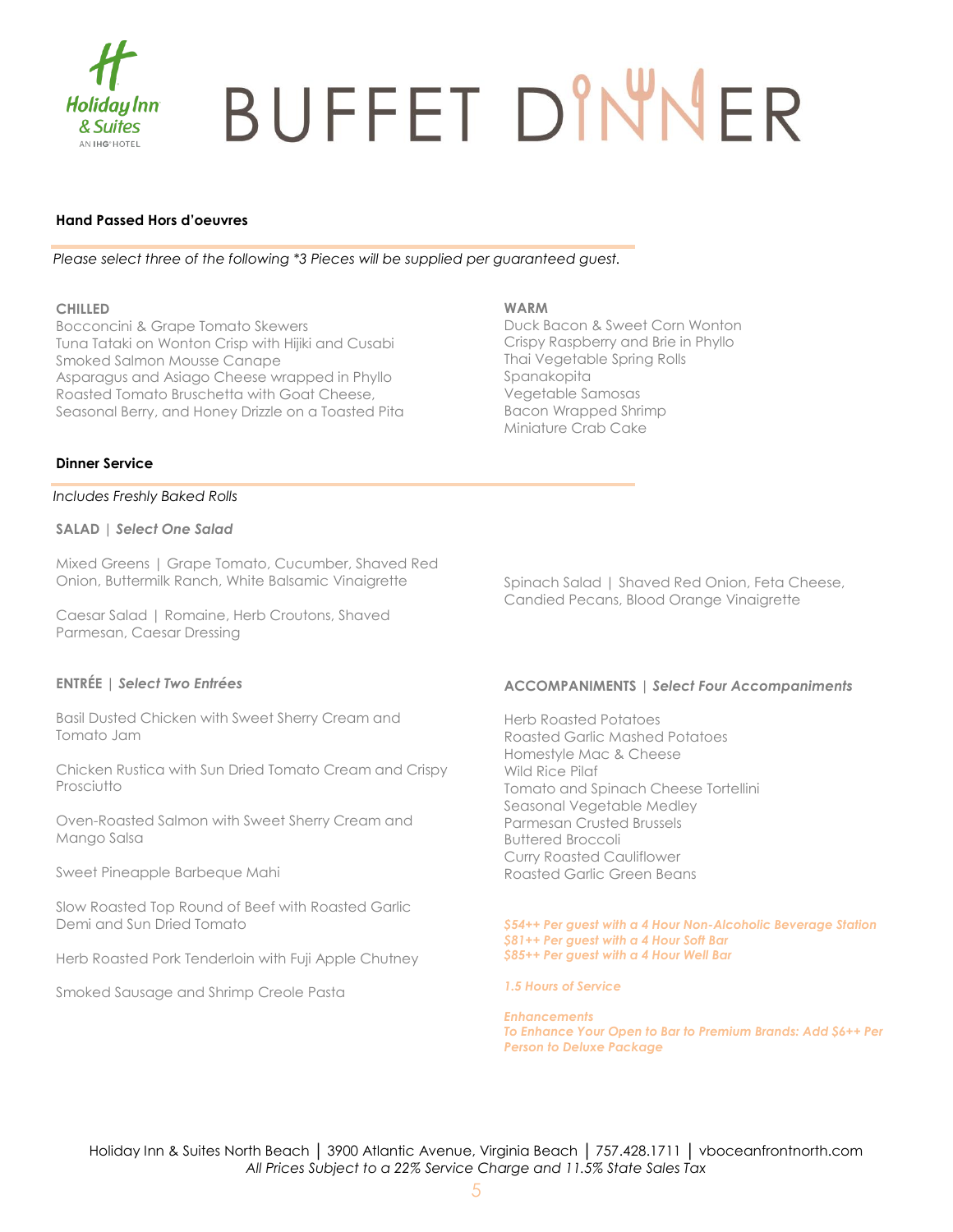# BUFFET DINNER

**Hand Passed Hors d'oeuvres**

*Please select three of the following *3 Pieces will be supplied per guaranteed guest.*

**CHILLED**

Bocconcini & Grape Tomato Skewers
Tuna Tataki on Wonton Crisp with Hijiki and Cusabi
Smoked Salmon Mousse Canape
Asparagus and Asiago Cheese wrapped in Phyllo
Roasted Tomato Bruschetta with Goat Cheese, Seasonal Berry, and Honey Drizzle on a Toasted Pita

**WARM**

Duck Bacon & Sweet Corn Wonton
Crispy Raspberry and Brie in Phyllo
Thai Vegetable Spring Rolls
Spanakopita
Vegetable Samosas
Bacon Wrapped Shrimp
Miniature Crab Cake

**Dinner Service**

*Includes Freshly Baked Rolls*

**SALAD** | ***Select One Salad***

Mixed Greens | Grape Tomato, Cucumber, Shaved Red Onion, Buttermilk Ranch, White Balsamic Vinaigrette

Caesar Salad | Romaine, Herb Croutons, Shaved Parmesan, Caesar Dressing

Spinach Salad | Shaved Red Onion, Feta Cheese, Candied Pecans, Blood Orange Vinaigrette

**ENTRÉE** | ***Select Two Entrées***

Basil Dusted Chicken with Sweet Sherry Cream and Tomato Jam

Chicken Rustica with Sun Dried Tomato Cream and Crispy Prosciutto

Oven-Roasted Salmon with Sweet Sherry Cream and Mango Salsa

Sweet Pineapple Barbeque Mahi

Slow Roasted Top Round of Beef with Roasted Garlic Demi and Sun Dried Tomato

Herb Roasted Pork Tenderloin with Fuji Apple Chutney

Smoked Sausage and Shrimp Creole Pasta

**ACCOMPANIMENTS** | ***Select Four Accompaniments***

Herb Roasted Potatoes
Roasted Garlic Mashed Potatoes
Homestyle Mac & Cheese
Wild Rice Pilaf
Tomato and Spinach Cheese Tortellini
Seasonal Vegetable Medley
Parmesan Crusted Brussels
Buttered Broccoli
Curry Roasted Cauliflower
Roasted Garlic Green Beans

***$54++ Per guest with a 4 Hour Non-Alcoholic Beverage Station***
***$81++ Per guest with a 4 Hour Soft Bar***
***$85++ Per guest with a 4 Hour Well Bar***

***1.5 Hours of Service***

***Enhancements***
***To Enhance Your Open to Bar to Premium Brands: Add $6++ Per Person to Deluxe Package***

Holiday Inn & Suites North Beach | 3900 Atlantic Avenue, Virginia Beach | 757.428.1711 | vboceanfrontnorth.com
*All Prices Subject to a 22% Service Charge and 11.5% State Sales Tax*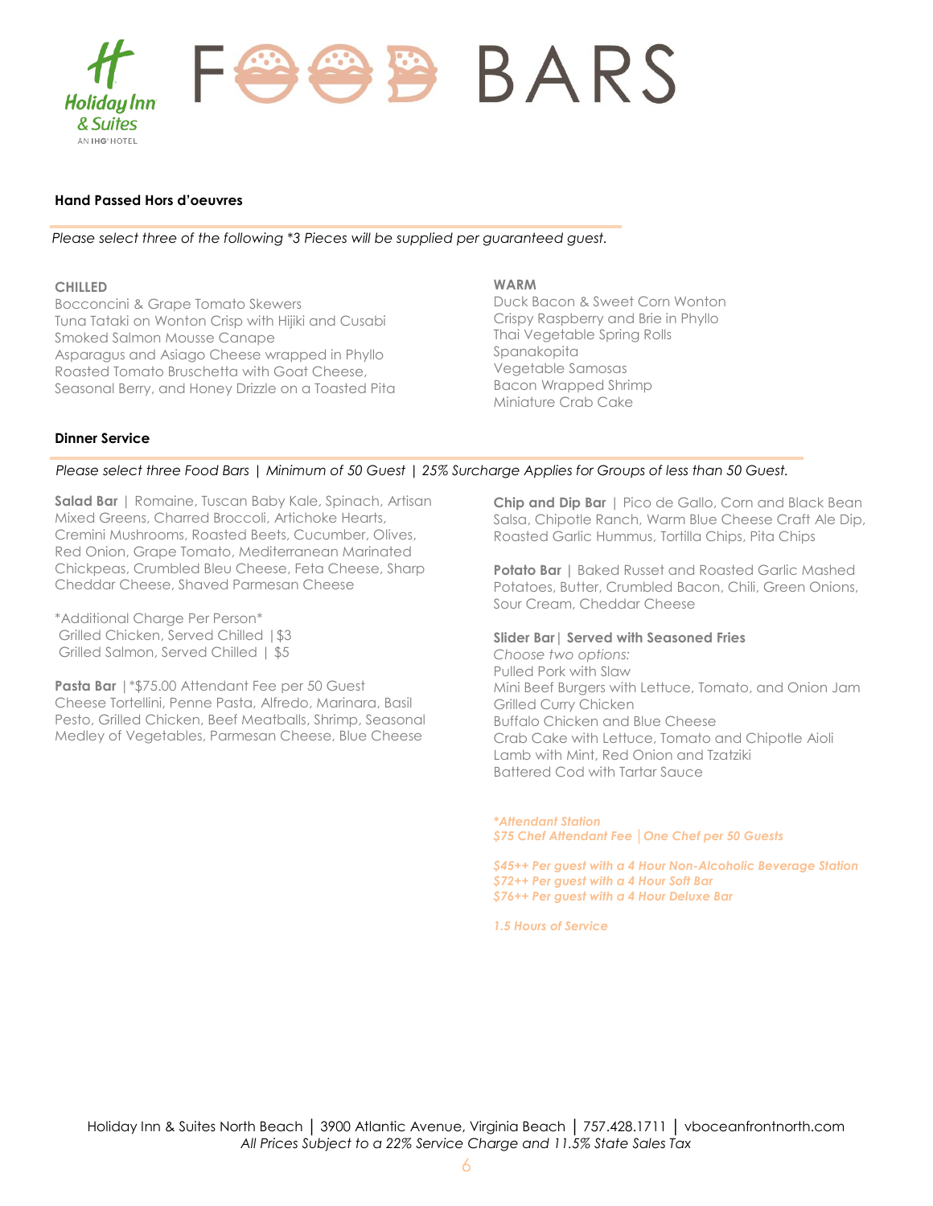# FOOD BARS

## Hand Passed Hors d'oeuvres

*Please select three of the following *3 Pieces will be supplied per guaranteed guest.*

**CHILLED**

Bocconcini & Grape Tomato Skewers
Tuna Tataki on Wonton Crisp with Hijiki and Cusabi
Smoked Salmon Mousse Canape
Asparagus and Asiago Cheese wrapped in Phyllo
Roasted Tomato Bruschetta with Goat Cheese,
Seasonal Berry, and Honey Drizzle on a Toasted Pita

**WARM**

Duck Bacon & Sweet Corn Wonton
Crispy Raspberry and Brie in Phyllo
Thai Vegetable Spring Rolls
Spanakopita
Vegetable Samosas
Bacon Wrapped Shrimp
Miniature Crab Cake

## Dinner Service

*Please select three Food Bars | Minimum of 50 Guest | 25% Surcharge Applies for Groups of less than 50 Guest.*

**Salad Bar** | Romaine, Tuscan Baby Kale, Spinach, Artisan Mixed Greens, Charred Broccoli, Artichoke Hearts, Cremini Mushrooms, Roasted Beets, Cucumber, Olives, Red Onion, Grape Tomato, Mediterranean Marinated Chickpeas, Crumbled Bleu Cheese, Feta Cheese, Sharp Cheddar Cheese, Shaved Parmesan Cheese

*Additional Charge Per Person*
Grilled Chicken, Served Chilled | $3
Grilled Salmon, Served Chilled | $5

**Pasta Bar** | *$75.00 Attendant Fee per 50 Guest
Cheese Tortellini, Penne Pasta, Alfredo, Marinara, Basil Pesto, Grilled Chicken, Beef Meatballs, Shrimp, Seasonal Medley of Vegetables, Parmesan Cheese, Blue Cheese

**Chip and Dip Bar** | Pico de Gallo, Corn and Black Bean Salsa, Chipotle Ranch, Warm Blue Cheese Craft Ale Dip, Roasted Garlic Hummus, Tortilla Chips, Pita Chips

**Potato Bar** | Baked Russet and Roasted Garlic Mashed Potatoes, Butter, Crumbled Bacon, Chili, Green Onions, Sour Cream, Cheddar Cheese

**Slider Bar | Served with Seasoned Fries**
*Choose two options:*
Pulled Pork with Slaw
Mini Beef Burgers with Lettuce, Tomato, and Onion Jam
Grilled Curry Chicken
Buffalo Chicken and Blue Cheese
Crab Cake with Lettuce, Tomato and Chipotle Aioli
Lamb with Mint, Red Onion and Tzatziki
Battered Cod with Tartar Sauce

***Attendant Station***
***$75 Chef Attendant Fee | One Chef per 50 Guests***

***$45++ Per guest with a 4 Hour Non-Alcoholic Beverage Station***
***$72++ Per guest with a 4 Hour Soft Bar***
***$76++ Per guest with a 4 Hour Deluxe Bar***

***1.5 Hours of Service***

Holiday Inn & Suites North Beach | 3900 Atlantic Avenue, Virginia Beach | 757.428.1711 | vboceanfrontnorth.com
*All Prices Subject to a 22% Service Charge and 11.5% State Sales Tax*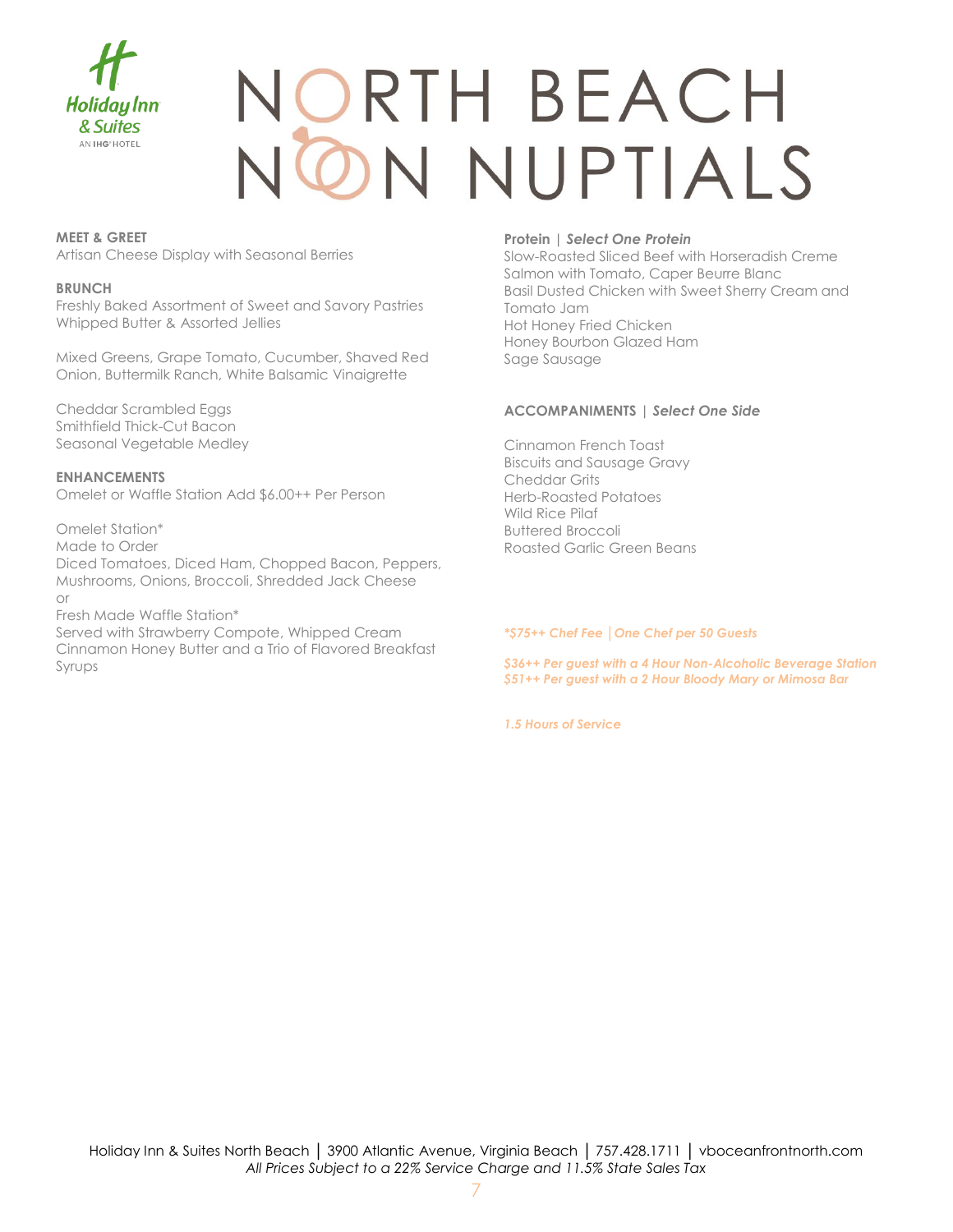# NORTH BEACH NOON NUPTIALS

**MEET & GREET**
Artisan Cheese Display with Seasonal Berries

**BRUNCH**
Freshly Baked Assortment of Sweet and Savory Pastries
Whipped Butter & Assorted Jellies

Mixed Greens, Grape Tomato, Cucumber, Shaved Red Onion, Buttermilk Ranch, White Balsamic Vinaigrette

Cheddar Scrambled Eggs
Smithfield Thick-Cut Bacon
Seasonal Vegetable Medley

**ENHANCEMENTS**
Omelet or Waffle Station Add $6.00++ Per Person

Omelet Station*
Made to Order
Diced Tomatoes, Diced Ham, Chopped Bacon, Peppers, Mushrooms, Onions, Broccoli, Shredded Jack Cheese
or
Fresh Made Waffle Station*
Served with Strawberry Compote, Whipped Cream Cinnamon Honey Butter and a Trio of Flavored Breakfast Syrups

**Protein** | ***Select One Protein***
Slow-Roasted Sliced Beef with Horseradish Creme
Salmon with Tomato, Caper Beurre Blanc
Basil Dusted Chicken with Sweet Sherry Cream and Tomato Jam
Hot Honey Fried Chicken
Honey Bourbon Glazed Ham
Sage Sausage

**ACCOMPANIMENTS** | ***Select One Side***

Cinnamon French Toast
Biscuits and Sausage Gravy
Cheddar Grits
Herb-Roasted Potatoes
Wild Rice Pilaf
Buttered Broccoli
Roasted Garlic Green Beans

***$75++ Chef Fee | One Chef per 50 Guests**

***$36++ Per guest with a 4 Hour Non-Alcoholic Beverage Station***
***$51++ Per guest with a 2 Hour Bloody Mary or Mimosa Bar***

***1.5 Hours of Service***

Holiday Inn & Suites North Beach | 3900 Atlantic Avenue, Virginia Beach | 757.428.1711 | vboceanfrontnorth.com
*All Prices Subject to a 22% Service Charge and 11.5% State Sales Tax*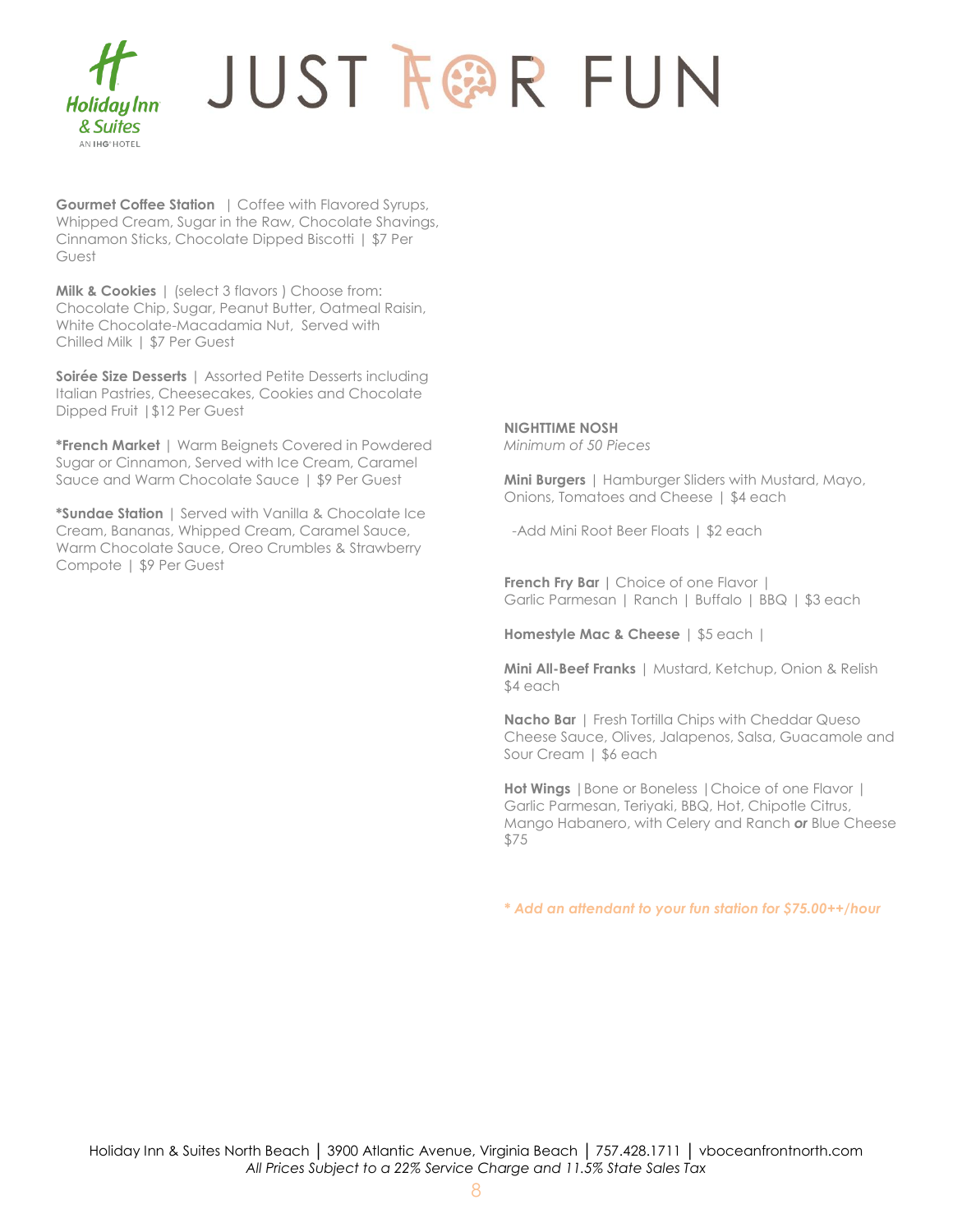# JUST FOR FUN

**Gourmet Coffee Station** | Coffee with Flavored Syrups, Whipped Cream, Sugar in the Raw, Chocolate Shavings, Cinnamon Sticks, Chocolate Dipped Biscotti | $7 Per Guest

**Milk & Cookies** | (select 3 flavors ) Choose from: Chocolate Chip, Sugar, Peanut Butter, Oatmeal Raisin, White Chocolate-Macadamia Nut, Served with Chilled Milk | $7 Per Guest

**Soirée Size Desserts** | Assorted Petite Desserts including Italian Pastries, Cheesecakes, Cookies and Chocolate Dipped Fruit |$12 Per Guest

***French Market** | Warm Beignets Covered in Powdered Sugar or Cinnamon, Served with Ice Cream, Caramel Sauce and Warm Chocolate Sauce | $9 Per Guest

***Sundae Station** | Served with Vanilla & Chocolate Ice Cream, Bananas, Whipped Cream, Caramel Sauce, Warm Chocolate Sauce, Oreo Crumbles & Strawberry Compote | $9 Per Guest

## NIGHTTIME NOSH

*Minimum of 50 Pieces*

**Mini Burgers** | Hamburger Sliders with Mustard, Mayo, Onions, Tomatoes and Cheese | $4 each

-Add Mini Root Beer Floats | $2 each

**French Fry Bar** | Choice of one Flavor | Garlic Parmesan | Ranch | Buffalo | BBQ | $3 each

**Homestyle Mac & Cheese** | $5 each |

**Mini All-Beef Franks** | Mustard, Ketchup, Onion & Relish $4 each

**Nacho Bar** | Fresh Tortilla Chips with Cheddar Queso Cheese Sauce, Olives, Jalapenos, Salsa, Guacamole and Sour Cream | $6 each

**Hot Wings** |Bone or Boneless |Choice of one Flavor | Garlic Parmesan, Teriyaki, BBQ, Hot, Chipotle Citrus, Mango Habanero, with Celery and Ranch ***or*** Blue Cheese $75

*\* Add an attendant to your fun station for $75.00++/hour*

Holiday Inn & Suites North Beach | 3900 Atlantic Avenue, Virginia Beach | 757.428.1711 | vboceanfrontnorth.com
*All Prices Subject to a 22% Service Charge and 11.5% State Sales Tax*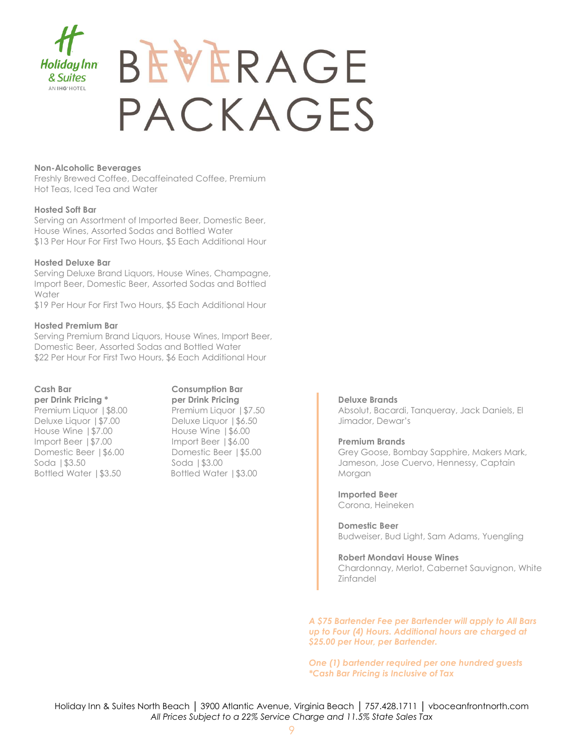# BEVERAGE PACKAGES

**Non-Alcoholic Beverages**
Freshly Brewed Coffee, Decaffeinated Coffee, Premium Hot Teas, Iced Tea and Water

**Hosted Soft Bar**
Serving an Assortment of Imported Beer, Domestic Beer, House Wines, Assorted Sodas and Bottled Water
$13 Per Hour For First Two Hours, $5 Each Additional Hour

**Hosted Deluxe Bar**
Serving Deluxe Brand Liquors, House Wines, Champagne, Import Beer, Domestic Beer, Assorted Sodas and Bottled Water
$19 Per Hour For First Two Hours, $5 Each Additional Hour

**Hosted Premium Bar**
Serving Premium Brand Liquors, House Wines, Import Beer, Domestic Beer, Assorted Sodas and Bottled Water
$22 Per Hour For First Two Hours, $6 Each Additional Hour

**Cash Bar per Drink Pricing ***
Premium Liquor | $8.00
Deluxe Liquor | $7.00
House Wine | $7.00
Import Beer | $7.00
Domestic Beer | $6.00
Soda | $3.50
Bottled Water | $3.50

**Consumption Bar per Drink Pricing**
Premium Liquor | $7.50
Deluxe Liquor | $6.50
House Wine | $6.00
Import Beer | $6.00
Domestic Beer | $5.00
Soda | $3.00
Bottled Water | $3.00

**Deluxe Brands**
Absolut, Bacardi, Tanqueray, Jack Daniels, El Jimador, Dewar's

**Premium Brands**
Grey Goose, Bombay Sapphire, Makers Mark, Jameson, Jose Cuervo, Hennessy, Captain Morgan

**Imported Beer**
Corona, Heineken

**Domestic Beer**
Budweiser, Bud Light, Sam Adams, Yuengling

**Robert Mondavi House Wines**
Chardonnay, Merlot, Cabernet Sauvignon, White Zinfandel

***A $75 Bartender Fee per Bartender will apply to All Bars up to Four (4) Hours. Additional hours are charged at $25.00 per Hour, per Bartender.***

***One (1) bartender required per one hundred guests***
****Cash Bar Pricing is Inclusive of Tax***

Holiday Inn & Suites North Beach | 3900 Atlantic Avenue, Virginia Beach | 757.428.1711 | vboceanfrontnorth.com
*All Prices Subject to a 22% Service Charge and 11.5% State Sales Tax*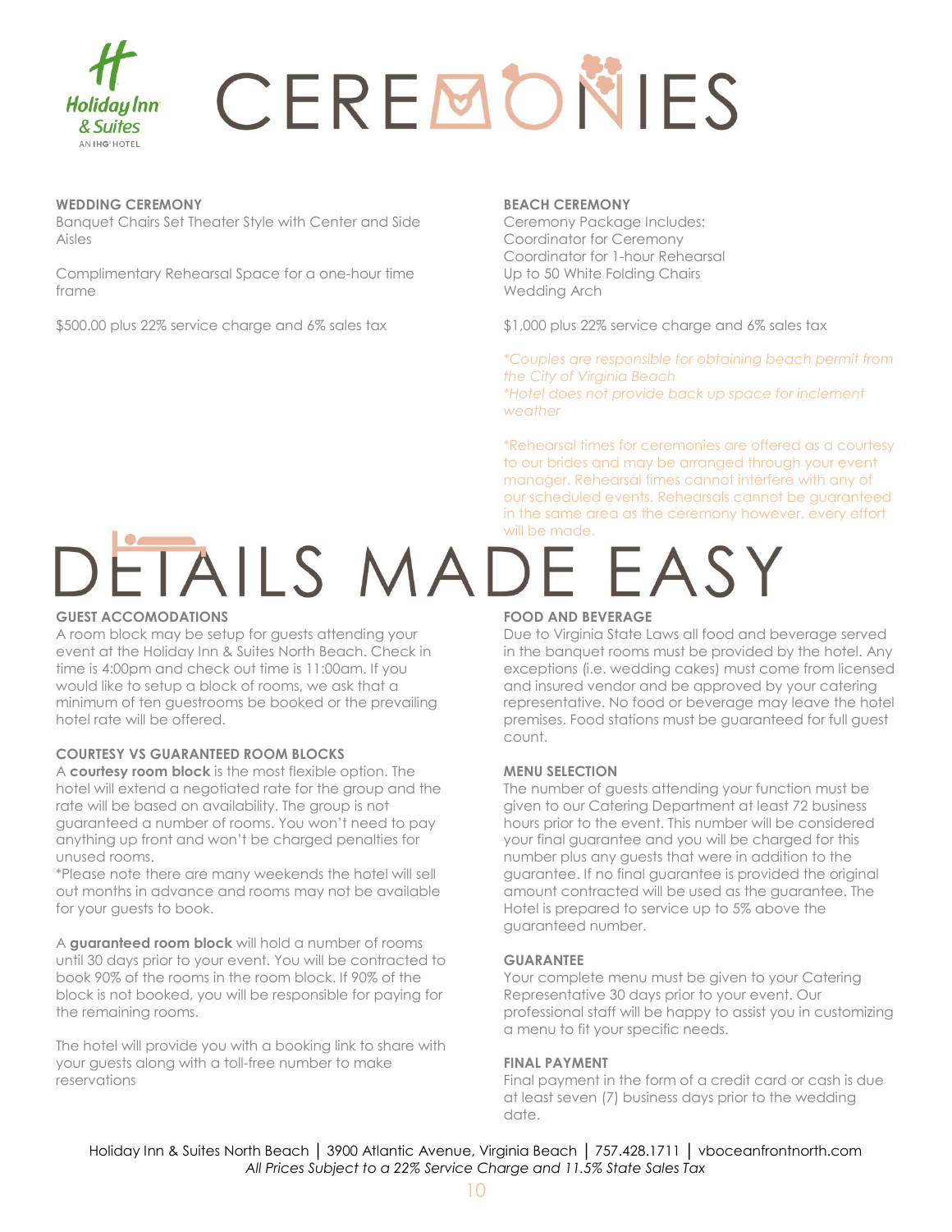# CEREMONIES

## WEDDING CEREMONY

Banquet Chairs Set Theater Style with Center and Side Aisles

Complimentary Rehearsal Space for a one-hour time frame

$500.00 plus 22% service charge and 6% sales tax

## BEACH CEREMONY

Ceremony Package Includes:
Coordinator for Ceremony
Coordinator for 1-hour Rehearsal
Up to 50 White Folding Chairs
Wedding Arch

$1,000 plus 22% service charge and 6% sales tax

*\*Couples are responsible for obtaining beach permit from the City of Virginia Beach*
*\*Hotel does not provide back up space for inclement weather*

\*Rehearsal times for ceremonies are offered as a courtesy to our brides and may be arranged through your event manager. Rehearsal times cannot interfere with any of our scheduled events. Rehearsals cannot be guaranteed in the same area as the ceremony however, every effort will be made.

# DETAILS MADE EASY

## GUEST ACCOMODATIONS

A room block may be setup for guests attending your event at the Holiday Inn & Suites North Beach. Check in time is 4:00pm and check out time is 11:00am. If you would like to setup a block of rooms, we ask that a minimum of ten guestrooms be booked or the prevailing hotel rate will be offered.

## COURTESY VS GUARANTEED ROOM BLOCKS

A **courtesy room block** is the most flexible option. The hotel will extend a negotiated rate for the group and the rate will be based on availability. The group is not guaranteed a number of rooms. You won't need to pay anything up front and won't be charged penalties for unused rooms.
\*Please note there are many weekends the hotel will sell out months in advance and rooms may not be available for your guests to book.

A **guaranteed room block** will hold a number of rooms until 30 days prior to your event. You will be contracted to book 90% of the rooms in the room block. If 90% of the block is not booked, you will be responsible for paying for the remaining rooms.

The hotel will provide you with a booking link to share with your guests along with a toll-free number to make reservations

## FOOD AND BEVERAGE

Due to Virginia State Laws all food and beverage served in the banquet rooms must be provided by the hotel. Any exceptions (i.e. wedding cakes) must come from licensed and insured vendor and be approved by your catering representative. No food or beverage may leave the hotel premises. Food stations must be guaranteed for full guest count.

## MENU SELECTION

The number of guests attending your function must be given to our Catering Department at least 72 business hours prior to the event. This number will be considered your final guarantee and you will be charged for this number plus any guests that were in addition to the guarantee. If no final guarantee is provided the original amount contracted will be used as the guarantee. The Hotel is prepared to service up to 5% above the guaranteed number.

## GUARANTEE

Your complete menu must be given to your Catering Representative 30 days prior to your event. Our professional staff will be happy to assist you in customizing a menu to fit your specific needs.

## FINAL PAYMENT

Final payment in the form of a credit card or cash is due at least seven (7) business days prior to the wedding date.

Holiday Inn & Suites North Beach | 3900 Atlantic Avenue, Virginia Beach | 757.428.1711 | vboceanfrontnorth.com
*All Prices Subject to a 22% Service Charge and 11.5% State Sales Tax*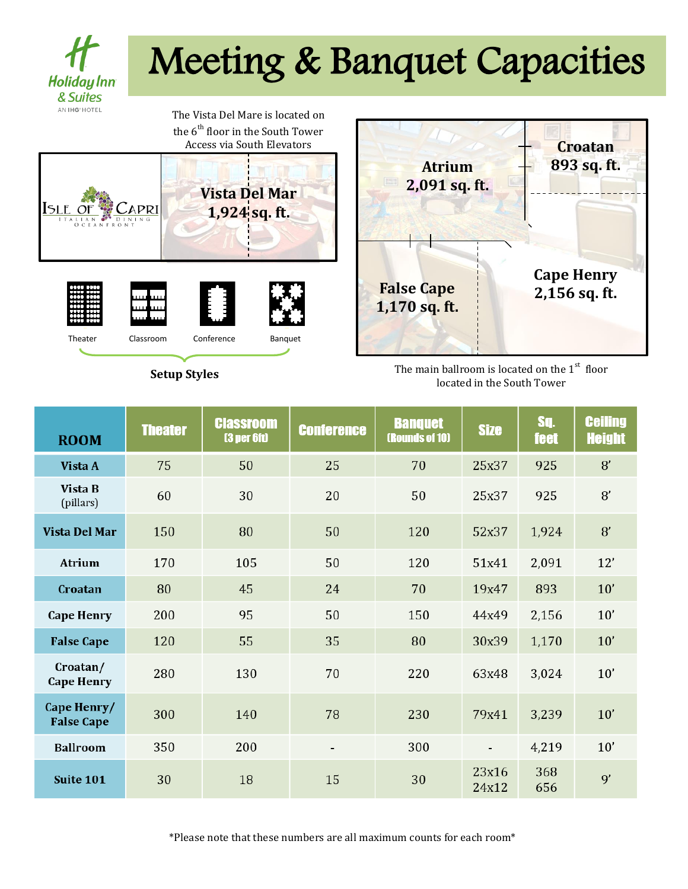Holiday Inn & Suites
AN IHG HOTEL

# Meeting & Banquet Capacities

The Vista Del Mare is located on the 6th floor in the South Tower
Access via South Elevators

Isle of Capri
Italian Dining Oceanfront

Vista Del Mar
1,924 sq. ft.

Atrium
2,091 sq. ft.

Croatan
893 sq. ft.

False Cape
1,170 sq. ft.

Cape Henry
2,156 sq. ft.

Theater

Classroom

Conference

Banquet

**Setup Styles**

The main ballroom is located on the 1st floor located in the South Tower

| ROOM | Theater | Classroom (3 per 6ft) | Conference | Banquet (Rounds of 10) | Size | Sq. feet | Ceiling Height |
|---|---|---|---|---|---|---|---|
| Vista A | 75 | 50 | 25 | 70 | 25x37 | 925 | 8’ |
| Vista B (pillars) | 60 | 30 | 20 | 50 | 25x37 | 925 | 8’ |
| Vista Del Mar | 150 | 80 | 50 | 120 | 52x37 | 1,924 | 8’ |
| Atrium | 170 | 105 | 50 | 120 | 51x41 | 2,091 | 12’ |
| Croatan | 80 | 45 | 24 | 70 | 19x47 | 893 | 10’ |
| Cape Henry | 200 | 95 | 50 | 150 | 44x49 | 2,156 | 10’ |
| False Cape | 120 | 55 | 35 | 80 | 30x39 | 1,170 | 10’ |
| Croatan/ Cape Henry | 280 | 130 | 70 | 220 | 63x48 | 3,024 | 10’ |
| Cape Henry/ False Cape | 300 | 140 | 78 | 230 | 79x41 | 3,239 | 10’ |
| Ballroom | 350 | 200 | - | 300 | - | 4,219 | 10’ |
| Suite 101 | 30 | 18 | 15 | 30 | 23x16 24x12 | 368 656 | 9’ |

*Please note that these numbers are all maximum counts for each room*